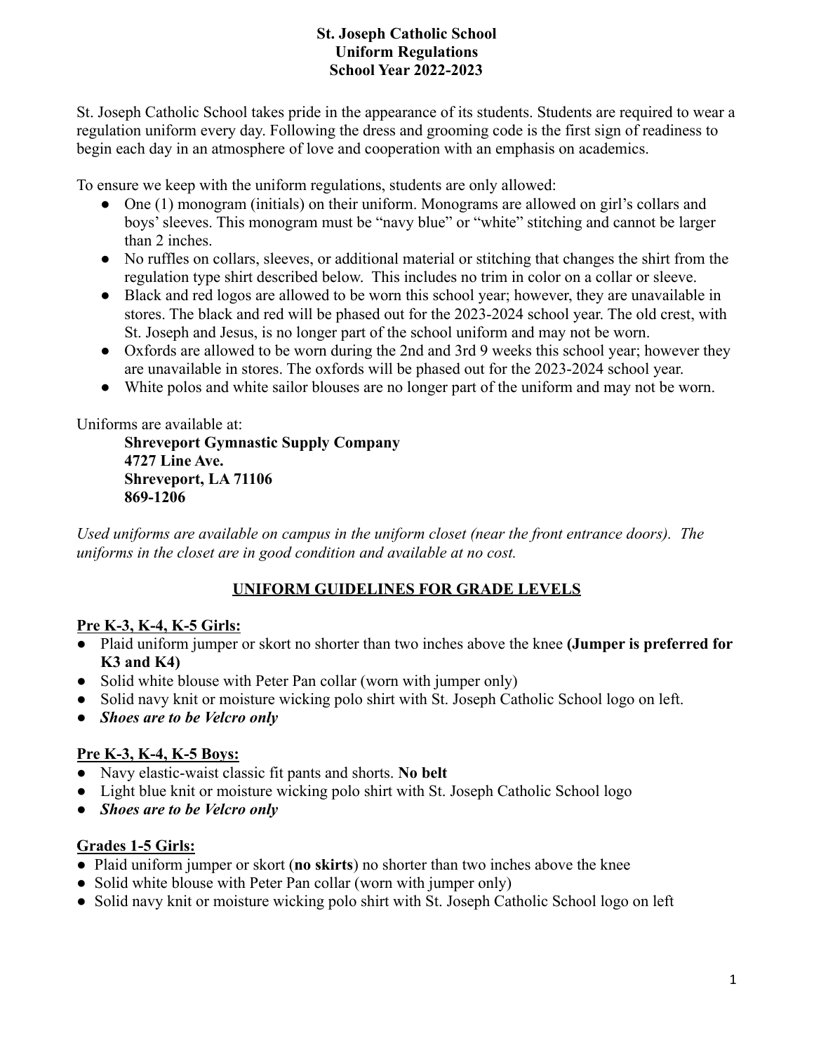# St. Joseph Catholic School
# Uniform Regulations
# School Year 2022-2023

St. Joseph Catholic School takes pride in the appearance of its students. Students are required to wear a regulation uniform every day. Following the dress and grooming code is the first sign of readiness to begin each day in an atmosphere of love and cooperation with an emphasis on academics.

To ensure we keep with the uniform regulations, students are only allowed:

- One (1) monogram (initials) on their uniform. Monograms are allowed on girl's collars and boys' sleeves. This monogram must be "navy blue" or "white" stitching and cannot be larger than 2 inches.
- No ruffles on collars, sleeves, or additional material or stitching that changes the shirt from the regulation type shirt described below. This includes no trim in color on a collar or sleeve.
- Black and red logos are allowed to be worn this school year; however, they are unavailable in stores. The black and red will be phased out for the 2023-2024 school year. The old crest, with St. Joseph and Jesus, is no longer part of the school uniform and may not be worn.
- Oxfords are allowed to be worn during the 2nd and 3rd 9 weeks this school year; however they are unavailable in stores. The oxfords will be phased out for the 2023-2024 school year.
- White polos and white sailor blouses are no longer part of the uniform and may not be worn.

Uniforms are available at:

**Shreveport Gymnastic Supply Company**
**4727 Line Ave.**
**Shreveport, LA 71106**
**869-1206**

*Used uniforms are available on campus in the uniform closet (near the front entrance doors). The uniforms in the closet are in good condition and available at no cost.*

## UNIFORM GUIDELINES FOR GRADE LEVELS

### Pre K-3, K-4, K-5 Girls:

- Plaid uniform jumper or skort no shorter than two inches above the knee **(Jumper is preferred for K3 and K4)**
- Solid white blouse with Peter Pan collar (worn with jumper only)
- Solid navy knit or moisture wicking polo shirt with St. Joseph Catholic School logo on left.
- ***Shoes are to be Velcro only***

### Pre K-3, K-4, K-5 Boys:

- Navy elastic-waist classic fit pants and shorts. **No belt**
- Light blue knit or moisture wicking polo shirt with St. Joseph Catholic School logo
- ***Shoes are to be Velcro only***

### Grades 1-5 Girls:

- Plaid uniform jumper or skort (**no skirts**) no shorter than two inches above the knee
- Solid white blouse with Peter Pan collar (worn with jumper only)
- Solid navy knit or moisture wicking polo shirt with St. Joseph Catholic School logo on left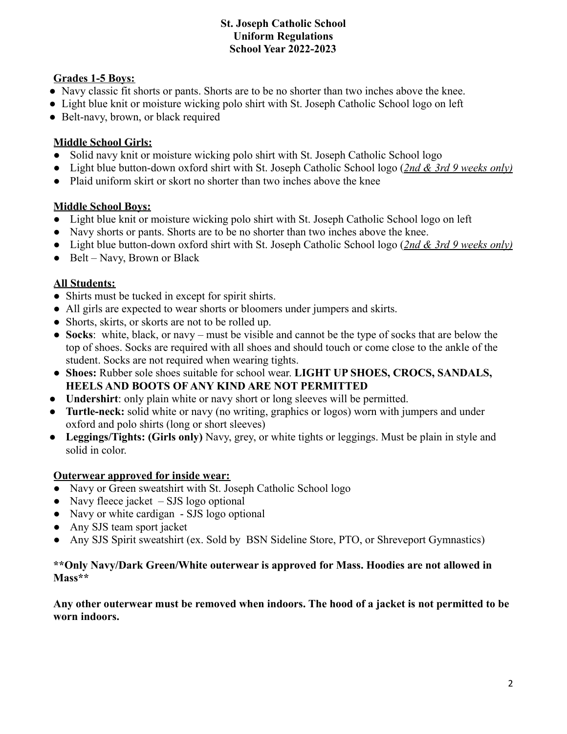# St. Joseph Catholic School
## Uniform Regulations
## School Year 2022-2023

**Grades 1-5 Boys:**

- Navy classic fit shorts or pants. Shorts are to be no shorter than two inches above the knee.
- Light blue knit or moisture wicking polo shirt with St. Joseph Catholic School logo on left
- Belt-navy, brown, or black required

**Middle School Girls:**

- Solid navy knit or moisture wicking polo shirt with St. Joseph Catholic School logo
- Light blue button-down oxford shirt with St. Joseph Catholic School logo (*2nd & 3rd 9 weeks only)*
- Plaid uniform skirt or skort no shorter than two inches above the knee

**Middle School Boys:**

- Light blue knit or moisture wicking polo shirt with St. Joseph Catholic School logo on left
- Navy shorts or pants. Shorts are to be no shorter than two inches above the knee.
- Light blue button-down oxford shirt with St. Joseph Catholic School logo (*2nd & 3rd 9 weeks only)*
- Belt – Navy, Brown or Black

**All Students:**

- Shirts must be tucked in except for spirit shirts.
- All girls are expected to wear shorts or bloomers under jumpers and skirts.
- Shorts, skirts, or skorts are not to be rolled up.
- **Socks**: white, black, or navy – must be visible and cannot be the type of socks that are below the top of shoes. Socks are required with all shoes and should touch or come close to the ankle of the student. Socks are not required when wearing tights.
- **Shoes:** Rubber sole shoes suitable for school wear. **LIGHT UP SHOES, CROCS, SANDALS, HEELS AND BOOTS OF ANY KIND ARE NOT PERMITTED**
- **Undershirt**: only plain white or navy short or long sleeves will be permitted.
- **Turtle-neck:** solid white or navy (no writing, graphics or logos) worn with jumpers and under oxford and polo shirts (long or short sleeves)
- **Leggings/Tights: (Girls only)** Navy, grey, or white tights or leggings. Must be plain in style and solid in color.

**Outerwear approved for inside wear:**

- Navy or Green sweatshirt with St. Joseph Catholic School logo
- Navy fleece jacket – SJS logo optional
- Navy or white cardigan - SJS logo optional
- Any SJS team sport jacket
- Any SJS Spirit sweatshirt (ex. Sold by BSN Sideline Store, PTO, or Shreveport Gymnastics)

**\*\*Only Navy/Dark Green/White outerwear is approved for Mass. Hoodies are not allowed in Mass\*\***

**Any other outerwear must be removed when indoors. The hood of a jacket is not permitted to be worn indoors.**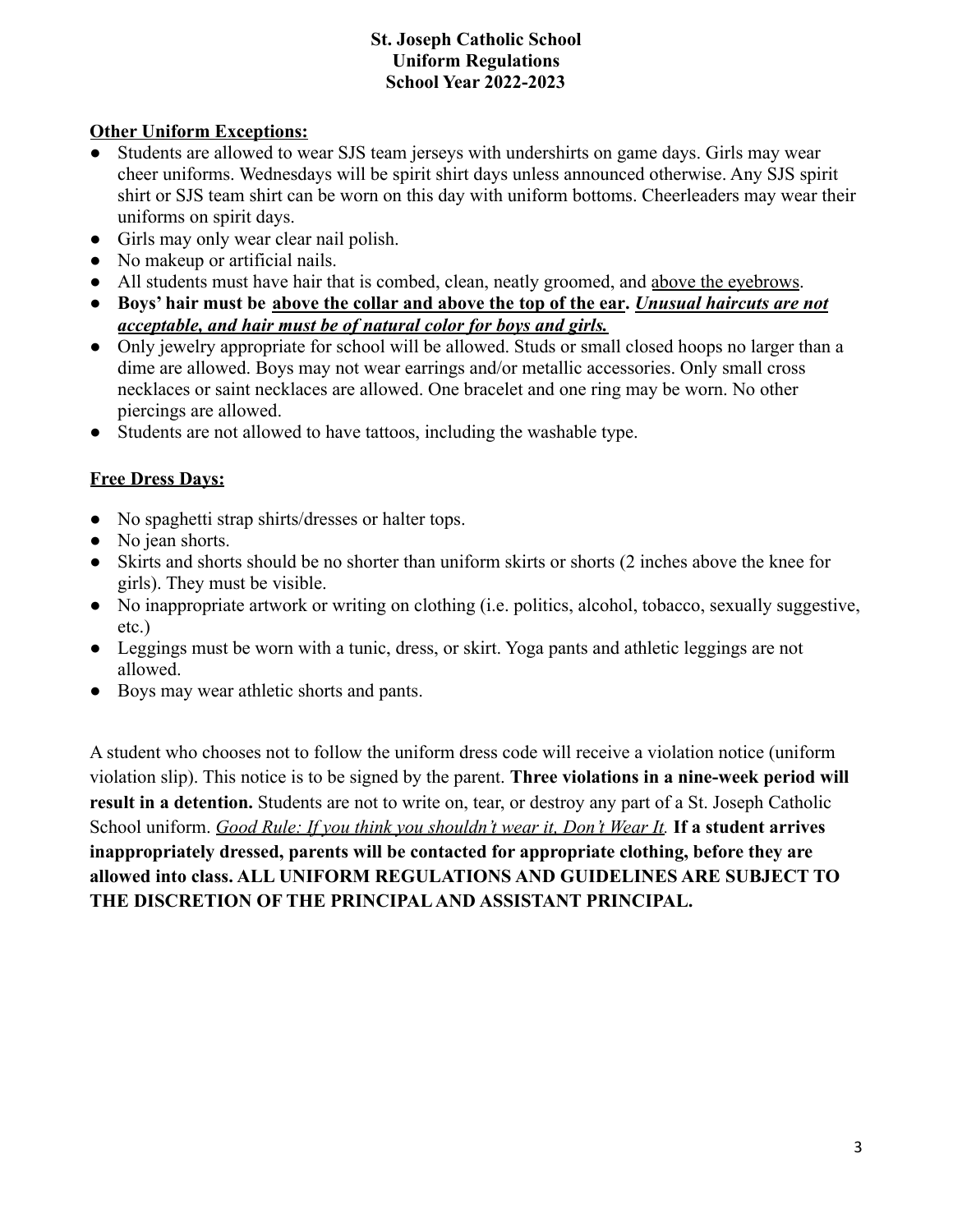**Other Uniform Exceptions:**

- Students are allowed to wear SJS team jerseys with undershirts on game days. Girls may wear cheer uniforms. Wednesdays will be spirit shirt days unless announced otherwise. Any SJS spirit shirt or SJS team shirt can be worn on this day with uniform bottoms. Cheerleaders may wear their uniforms on spirit days.
- Girls may only wear clear nail polish.
- No makeup or artificial nails.
- All students must have hair that is combed, clean, neatly groomed, and <u>above the eyebrows</u>.
- **Boys' hair must be <u>above the collar and above the top of the ear</u>.** ***<u>Unusual haircuts are not acceptable, and hair must be of natural color for boys and girls.</u>***
- Only jewelry appropriate for school will be allowed. Studs or small closed hoops no larger than a dime are allowed. Boys may not wear earrings and/or metallic accessories. Only small cross necklaces or saint necklaces are allowed. One bracelet and one ring may be worn. No other piercings are allowed.
- Students are not allowed to have tattoos, including the washable type.

**Free Dress Days:**

- No spaghetti strap shirts/dresses or halter tops.
- No jean shorts.
- Skirts and shorts should be no shorter than uniform skirts or shorts (2 inches above the knee for girls). They must be visible.
- No inappropriate artwork or writing on clothing (i.e. politics, alcohol, tobacco, sexually suggestive, etc.)
- Leggings must be worn with a tunic, dress, or skirt. Yoga pants and athletic leggings are not allowed.
- Boys may wear athletic shorts and pants.

A student who chooses not to follow the uniform dress code will receive a violation notice (uniform violation slip). This notice is to be signed by the parent. **Three violations in a nine-week period will result in a detention.** Students are not to write on, tear, or destroy any part of a St. Joseph Catholic School uniform. *<u>Good Rule: If you think you shouldn't wear it, Don't Wear It.</u>* **If a student arrives inappropriately dressed, parents will be contacted for appropriate clothing, before they are allowed into class. ALL UNIFORM REGULATIONS AND GUIDELINES ARE SUBJECT TO THE DISCRETION OF THE PRINCIPAL AND ASSISTANT PRINCIPAL.**